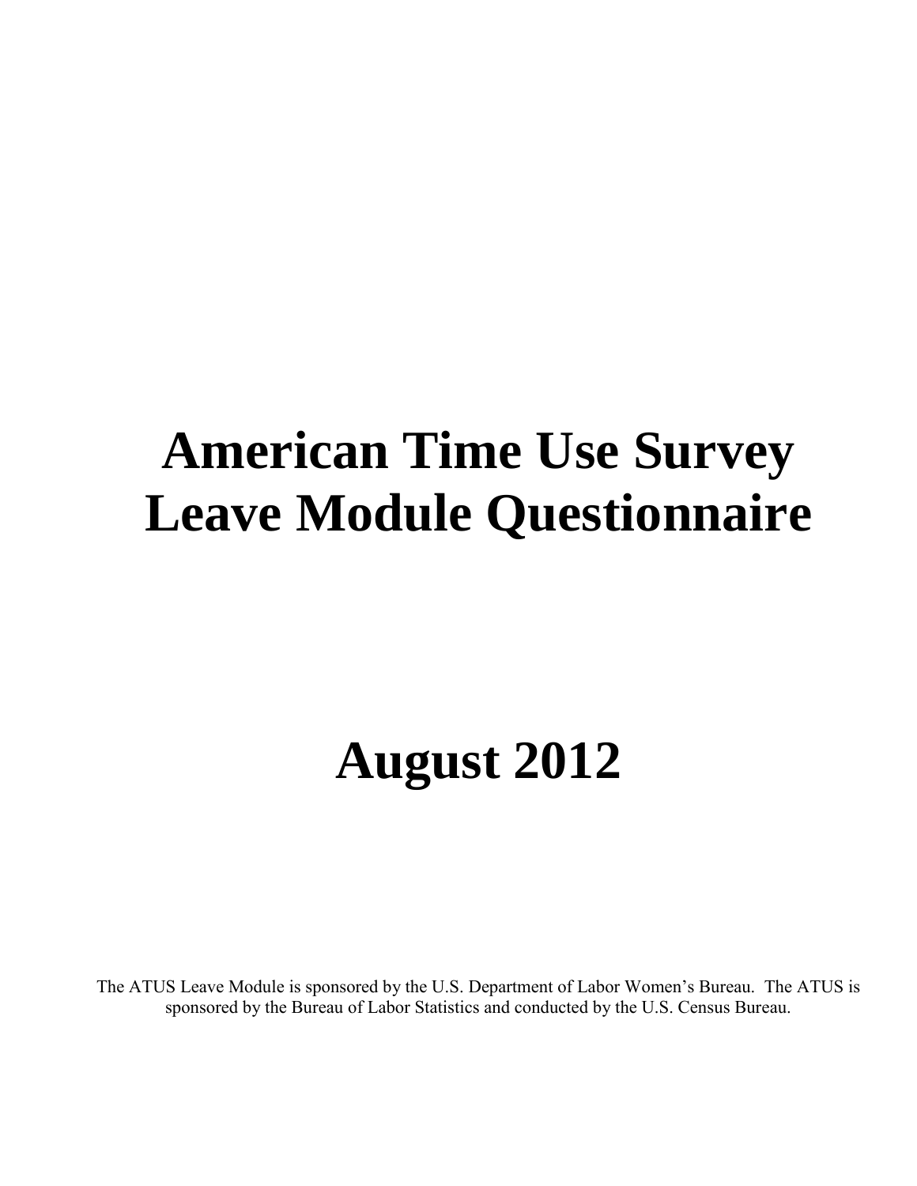# American Time Use Survey Leave Module Questionnaire

# August 2012

The ATUS Leave Module is sponsored by the U.S. Department of Labor Women's Bureau. The ATUS is sponsored by the Bureau of Labor Statistics and conducted by the U.S. Census Bureau.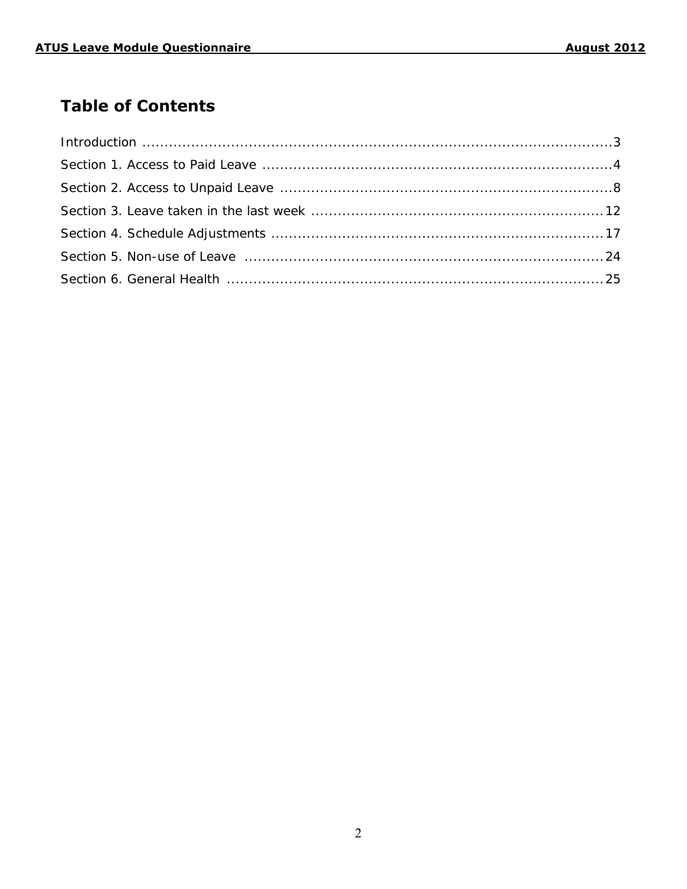## Table of Contents

Introduction ....................................................................................................3

Section 1. Access to Paid Leave ....................................................................4

Section 2. Access to Unpaid Leave ................................................................8

Section 3. Leave taken in the last week .........................................................12

Section 4. Schedule Adjustments ..................................................................17

Section 5. Non-use of Leave ........................................................................24

Section 6. General Health ............................................................................25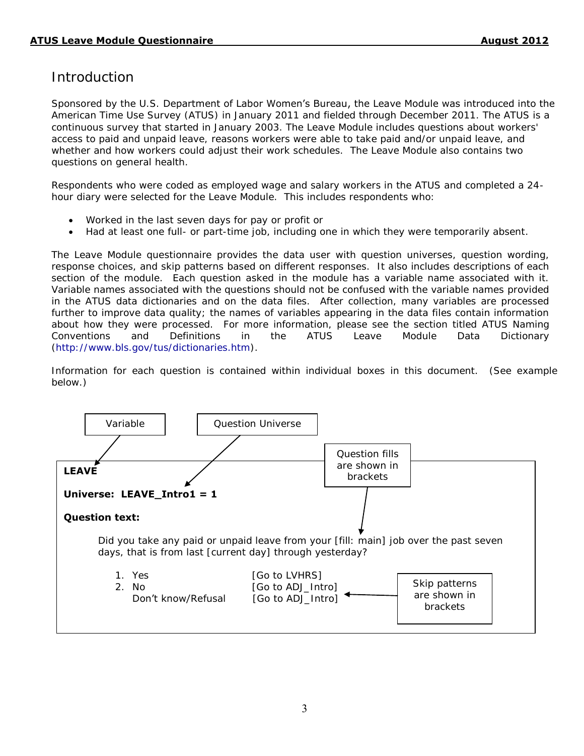## Introduction

Sponsored by the U.S. Department of Labor Women's Bureau, the Leave Module was introduced into the American Time Use Survey (ATUS) in January 2011 and fielded through December 2011. The ATUS is a continuous survey that started in January 2003. The Leave Module includes questions about workers' access to paid and unpaid leave, reasons workers were able to take paid and/or unpaid leave, and whether and how workers could adjust their work schedules. The Leave Module also contains two questions on general health.

Respondents who were coded as employed wage and salary workers in the ATUS and completed a 24-hour diary were selected for the Leave Module. This includes respondents who:

- Worked in the last seven days for pay or profit or
- Had at least one full- or part-time job, including one in which they were temporarily absent.

The Leave Module questionnaire provides the data user with question universes, question wording, response choices, and skip patterns based on different responses. It also includes descriptions of each section of the module. Each question asked in the module has a variable name associated with it. Variable names associated with the questions should not be confused with the variable names provided in the ATUS data dictionaries and on the data files. After collection, many variables are processed further to improve data quality; the names of variables appearing in the data files contain information about how they were processed. For more information, please see the section titled ATUS Naming Conventions and Definitions in the ATUS Leave Module Data Dictionary (http://www.bls.gov/tus/dictionaries.htm).

Information for each question is contained within individual boxes in this document. (See example below.)

Variable → **LEAVE**

Question Universe → **Universe: LEAVE_Intro1 = 1**

**Question text:**

Did you take any paid or unpaid leave from your [fill: main] job over the past seven days, that is from last [current day] through yesterday?

1. Yes [Go to LVHRS]
2. No [Go to ADJ_Intro]

   Don't know/Refusal [Go to ADJ_Intro]

Question fills are shown in brackets

Skip patterns are shown in brackets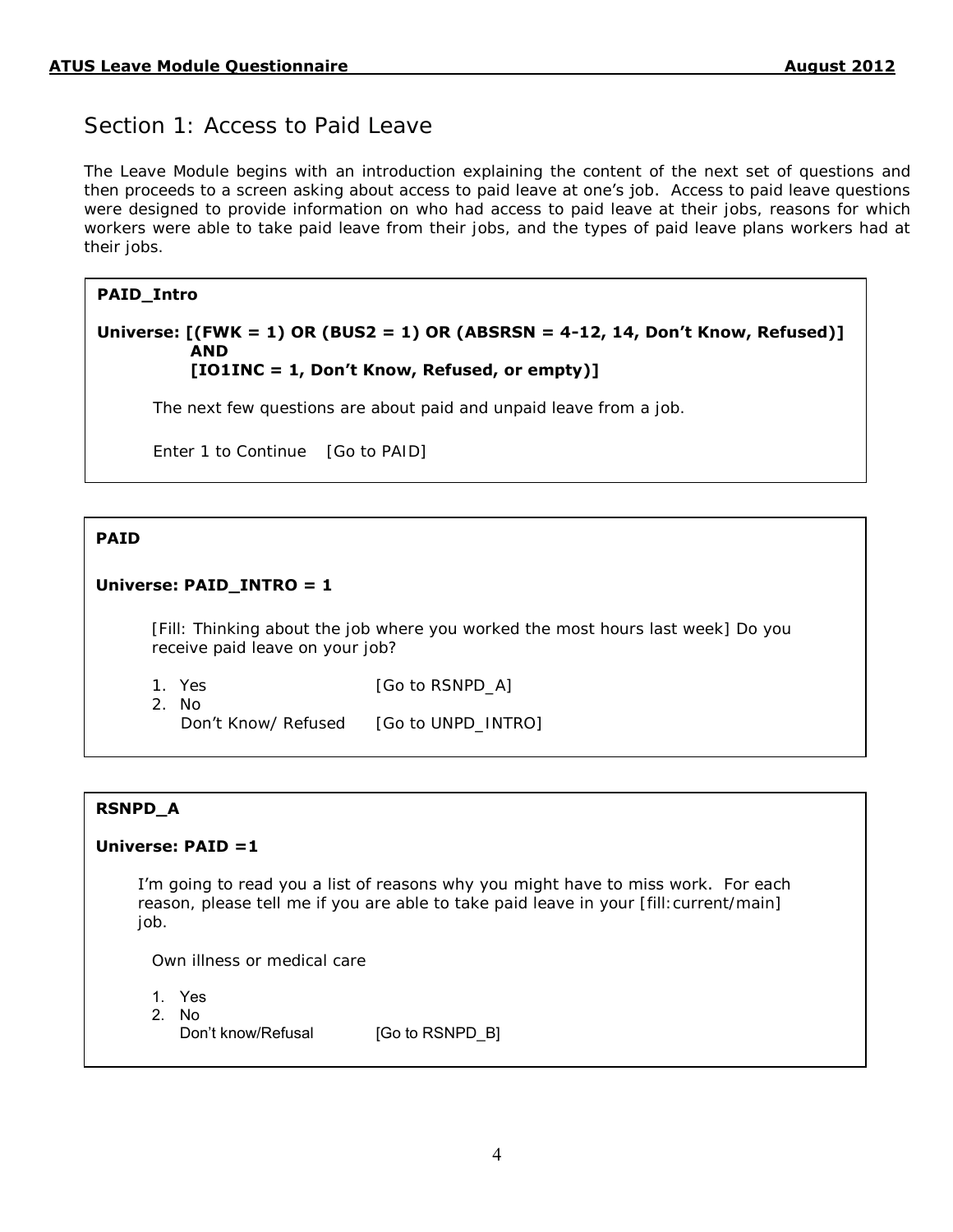## Section 1: Access to Paid Leave

The Leave Module begins with an introduction explaining the content of the next set of questions and then proceeds to a screen asking about access to paid leave at one's job. Access to paid leave questions were designed to provide information on who had access to paid leave at their jobs, reasons for which workers were able to take paid leave from their jobs, and the types of paid leave plans workers had at their jobs.

---

**PAID_Intro**

**Universe: [(FWK = 1) OR (BUS2 = 1) OR (ABSRSN = 4-12, 14, Don't Know, Refused)] AND [IO1INC = 1, Don't Know, Refused, or empty)]**

The next few questions are about paid and unpaid leave from a job.

Enter 1 to Continue [Go to PAID]

---

**PAID**

**Universe: PAID_INTRO = 1**

[Fill: Thinking about the job where you worked the most hours last week] Do you receive paid leave on your job?

1. Yes [Go to RSNPD_A]
2. No
   Don't Know/ Refused [Go to UNPD_INTRO]

---

**RSNPD_A**

**Universe: PAID =1**

I'm going to read you a list of reasons why you might have to miss work. For each reason, please tell me if you are able to take paid leave in your [fill:current/main] job.

Own illness or medical care

1. Yes
2. No
   Don't know/Refusal [Go to RSNPD_B]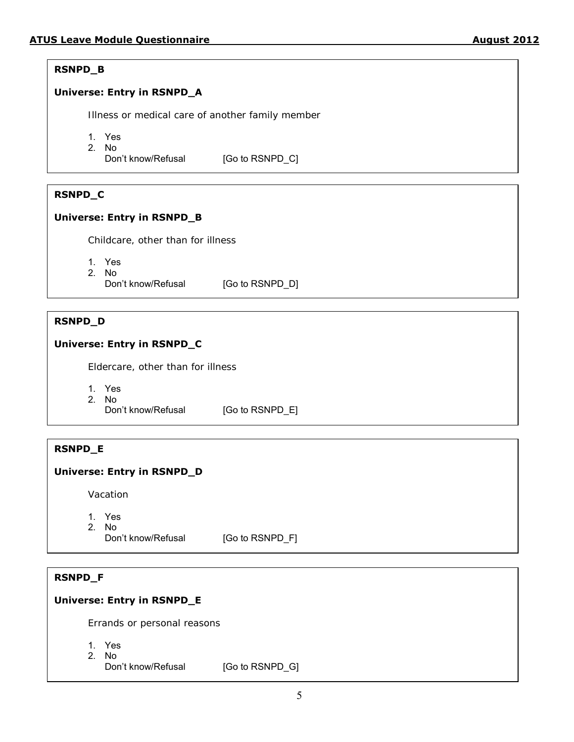**RSNPD_B**

**Universe: Entry in RSNPD_A**

Illness or medical care of another family member

1. Yes
2. No

Don't know/Refusal [Go to RSNPD_C]

**RSNPD_C**

**Universe: Entry in RSNPD_B**

Childcare, other than for illness

1. Yes
2. No

Don't know/Refusal [Go to RSNPD_D]

**RSNPD_D**

**Universe: Entry in RSNPD_C**

Eldercare, other than for illness

1. Yes
2. No

Don't know/Refusal [Go to RSNPD_E]

**RSNPD_E**

**Universe: Entry in RSNPD_D**

Vacation

1. Yes
2. No

Don't know/Refusal [Go to RSNPD_F]

**RSNPD_F**

**Universe: Entry in RSNPD_E**

Errands or personal reasons

1. Yes
2. No

Don't know/Refusal [Go to RSNPD_G]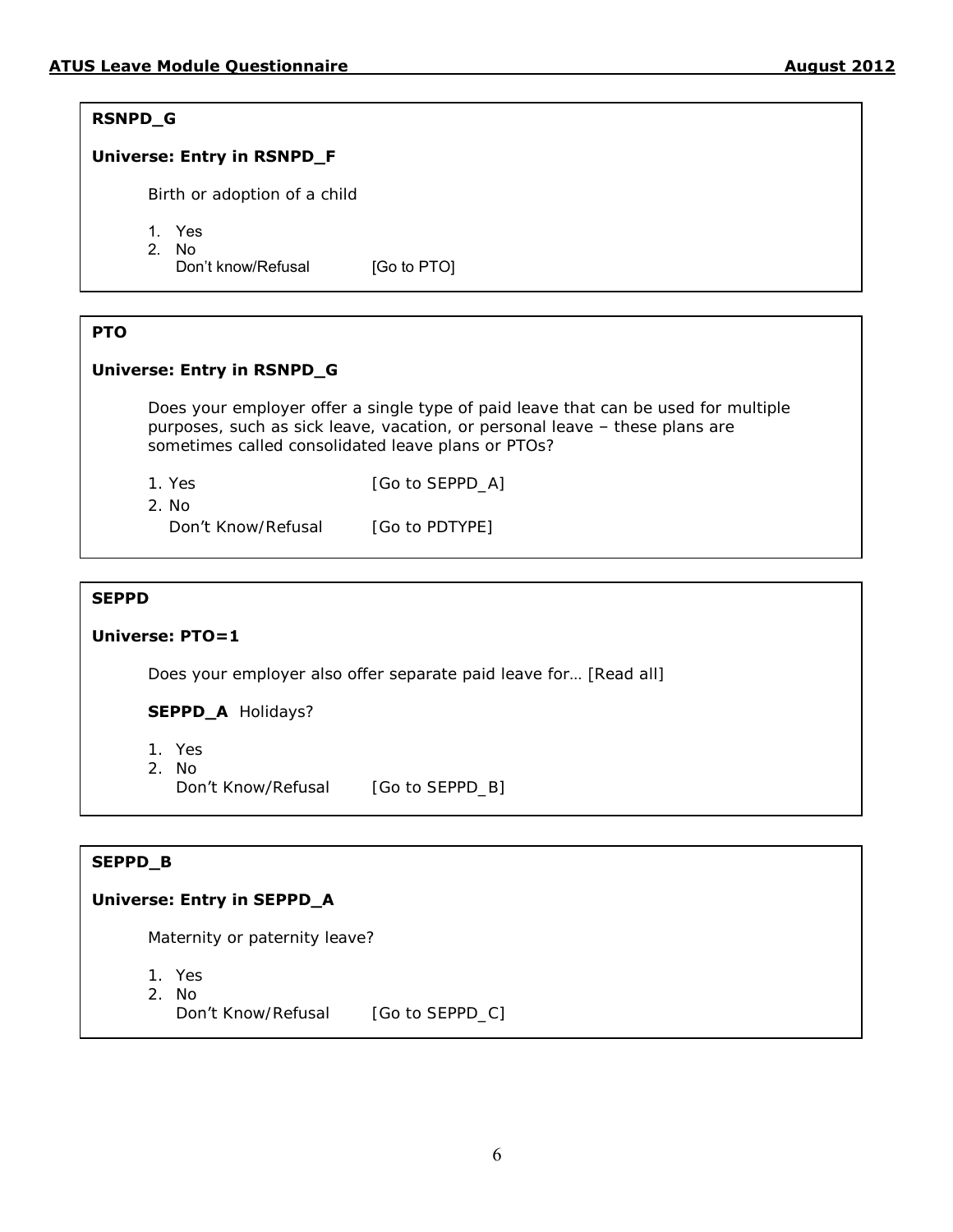**RSNPD_G**

**Universe: Entry in RSNPD_F**

Birth or adoption of a child

1. Yes
2. No

Don't know/Refusal [Go to PTO]

**PTO**

**Universe: Entry in RSNPD_G**

Does your employer offer a single type of paid leave that can be used for multiple purposes, such as sick leave, vacation, or personal leave – these plans are sometimes called consolidated leave plans or PTOs?

1. Yes [Go to SEPPD_A]
2. No

Don't Know/Refusal [Go to PDTYPE]

**SEPPD**

**Universe: PTO=1**

Does your employer also offer separate paid leave for… [Read all]

**SEPPD_A** Holidays?

1. Yes
2. No

Don't Know/Refusal [Go to SEPPD_B]

**SEPPD_B**

**Universe: Entry in SEPPD_A**

Maternity or paternity leave?

1. Yes
2. No

Don't Know/Refusal [Go to SEPPD_C]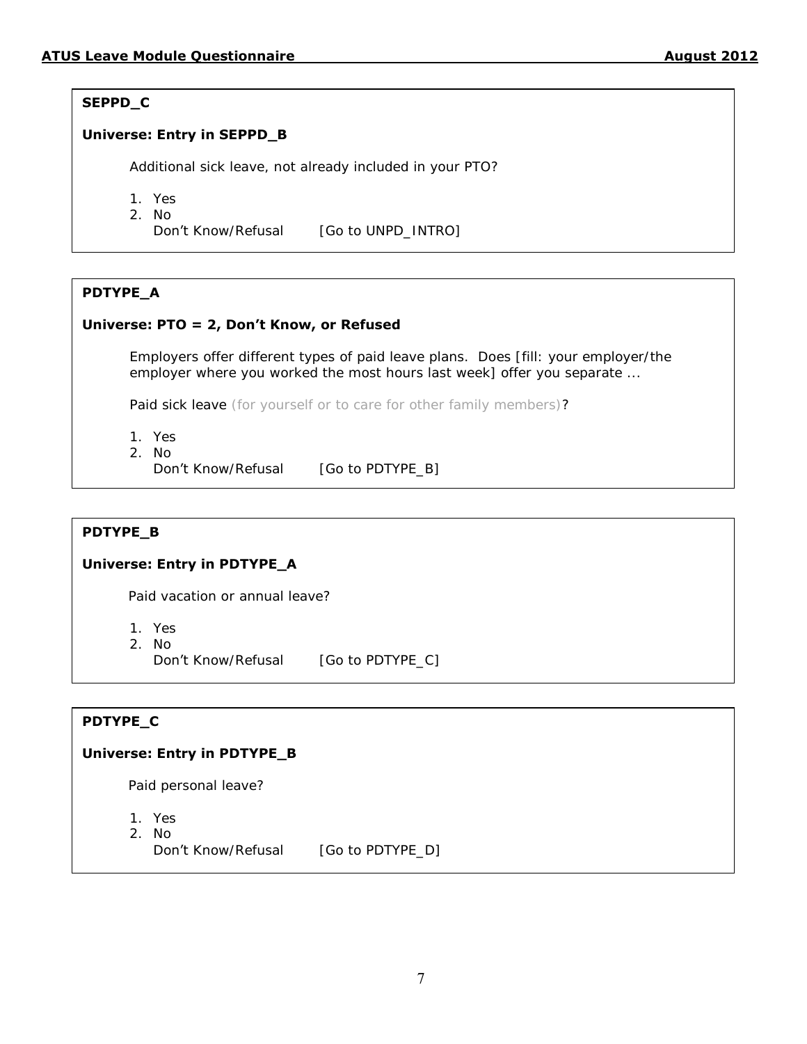**SEPPD_C**

**Universe: Entry in SEPPD_B**

Additional sick leave, not already included in your PTO?

1. Yes
2. No

   Don't Know/Refusal [Go to UNPD_INTRO]

**PDTYPE_A**

**Universe: PTO = 2, Don't Know, or Refused**

Employers offer different types of paid leave plans. Does [fill: your employer/the employer where you worked the most hours last week] offer you separate ...

Paid sick leave (for yourself or to care for other family members)?

1. Yes
2. No

   Don't Know/Refusal [Go to PDTYPE_B]

**PDTYPE_B**

**Universe: Entry in PDTYPE_A**

Paid vacation or annual leave?

1. Yes
2. No

   Don't Know/Refusal [Go to PDTYPE_C]

**PDTYPE_C**

**Universe: Entry in PDTYPE_B**

Paid personal leave?

1. Yes
2. No

   Don't Know/Refusal [Go to PDTYPE_D]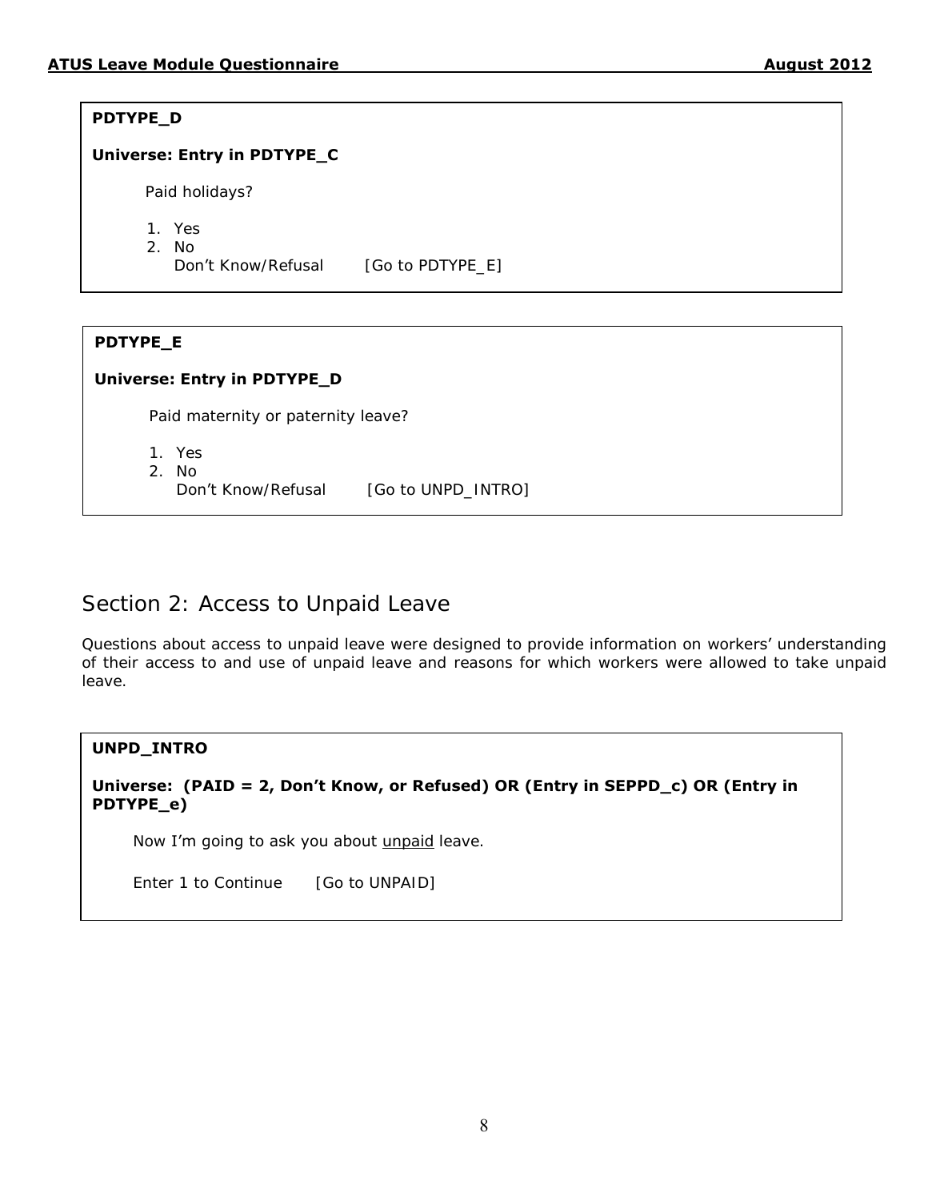**PDTYPE_D**

**Universe: Entry in PDTYPE_C**

Paid holidays?

1. Yes
2. No
   Don't Know/Refusal [Go to PDTYPE_E]

**PDTYPE_E**

**Universe: Entry in PDTYPE_D**

Paid maternity or paternity leave?

1. Yes
2. No
   Don't Know/Refusal [Go to UNPD_INTRO]

## Section 2: Access to Unpaid Leave

Questions about access to unpaid leave were designed to provide information on workers' understanding of their access to and use of unpaid leave and reasons for which workers were allowed to take unpaid leave.

**UNPD_INTRO**

**Universe: (PAID = 2, Don't Know, or Refused) OR (Entry in SEPPD_c) OR (Entry in PDTYPE_e)**

Now I'm going to ask you about unpaid leave.

Enter 1 to Continue [Go to UNPAID]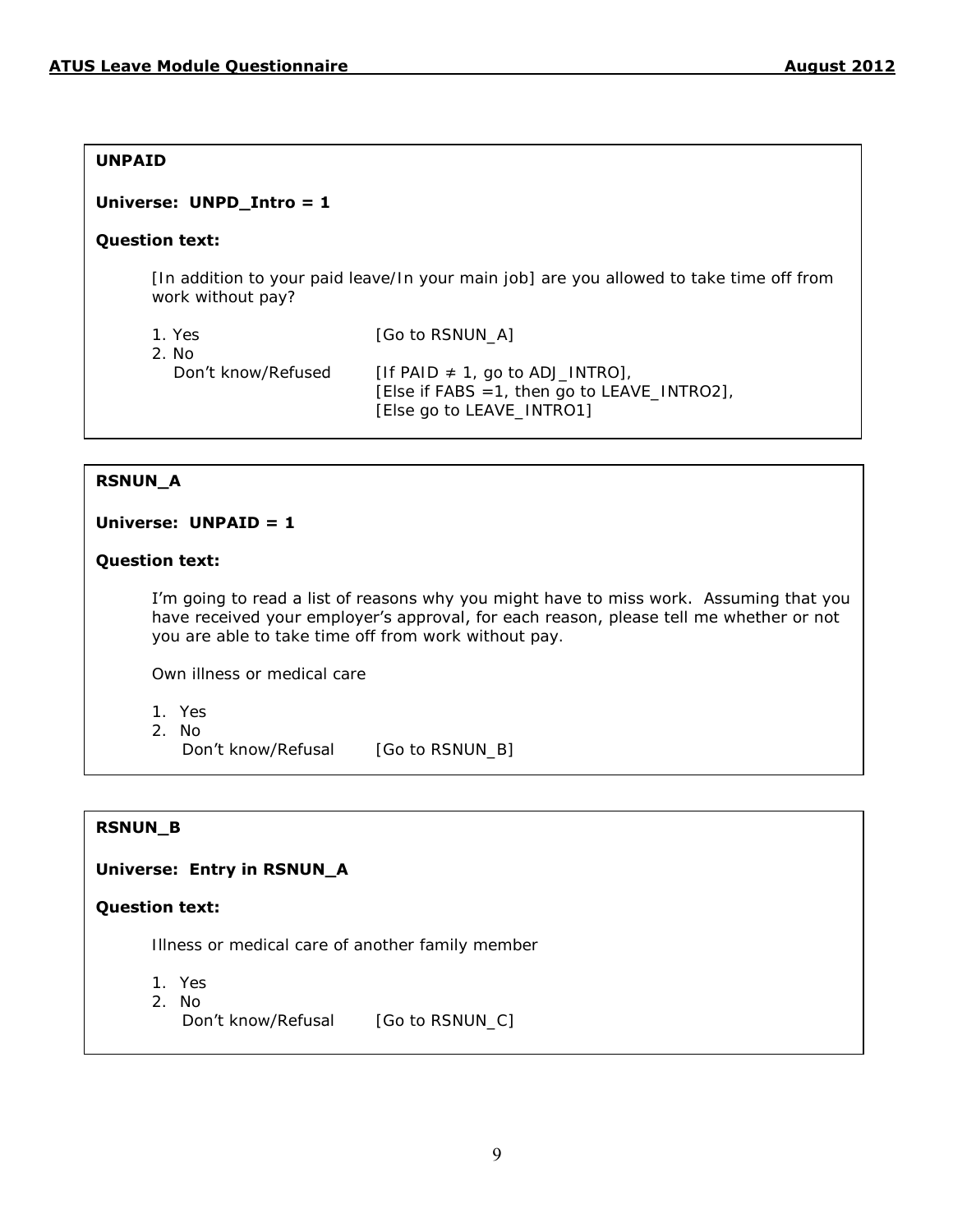**UNPAID**

**Universe: UNPD_Intro = 1**

**Question text:**

[In addition to your paid leave/In your main job] are you allowed to take time off from work without pay?

1. Yes [Go to RSNUN_A]
2. No
   Don't know/Refused [If PAID ≠ 1, go to ADJ_INTRO], [Else if FABS =1, then go to LEAVE_INTRO2], [Else go to LEAVE_INTRO1]

**RSNUN_A**

**Universe: UNPAID = 1**

**Question text:**

I'm going to read a list of reasons why you might have to miss work. Assuming that you have received your employer's approval, for each reason, please tell me whether or not you are able to take time off from work without pay.

Own illness or medical care

1. Yes
2. No
   Don't know/Refusal [Go to RSNUN_B]

**RSNUN_B**

**Universe: Entry in RSNUN_A**

**Question text:**

Illness or medical care of another family member

1. Yes
2. No
   Don't know/Refusal [Go to RSNUN_C]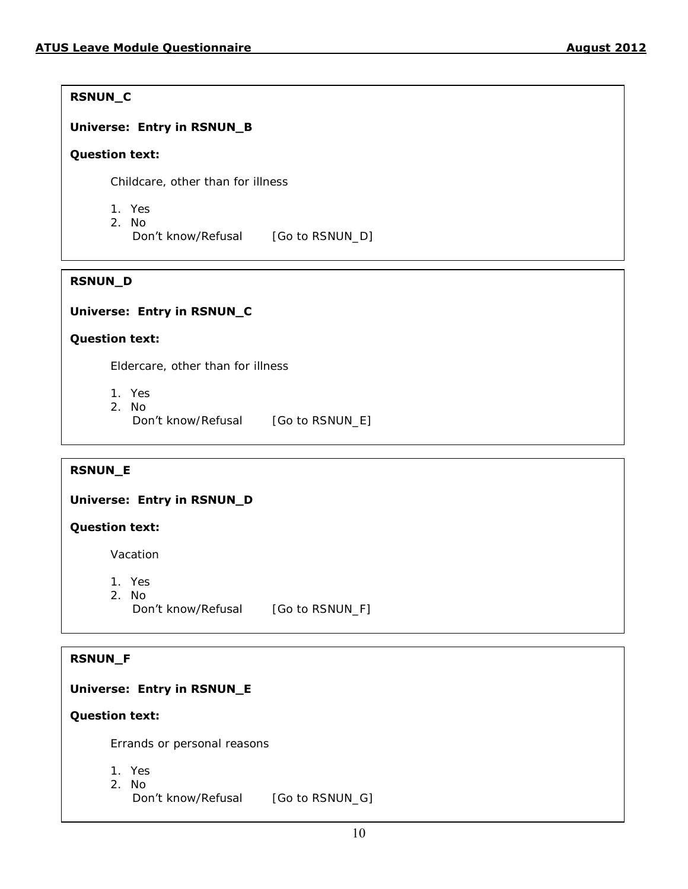## RSNUN_C

**Universe: Entry in RSNUN_B**

**Question text:**

Childcare, other than for illness

1. Yes
2. No

Don't know/Refusal [Go to RSNUN_D]

## RSNUN_D

**Universe: Entry in RSNUN_C**

**Question text:**

Eldercare, other than for illness

1. Yes
2. No

Don't know/Refusal [Go to RSNUN_E]

## RSNUN_E

**Universe: Entry in RSNUN_D**

**Question text:**

Vacation

1. Yes
2. No

Don't know/Refusal [Go to RSNUN_F]

## RSNUN_F

**Universe: Entry in RSNUN_E**

**Question text:**

Errands or personal reasons

1. Yes
2. No

Don't know/Refusal [Go to RSNUN_G]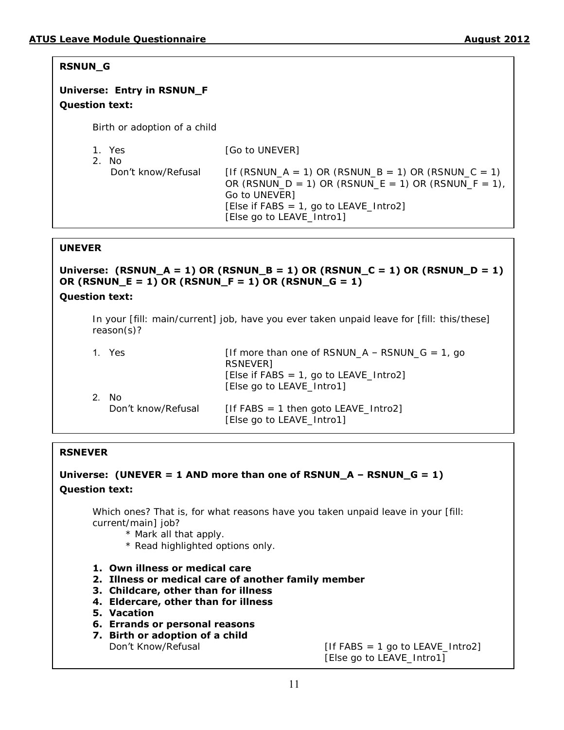**RSNUN_G**

**Universe: Entry in RSNUN_F**

**Question text:**

Birth or adoption of a child

| | |
|---|---|
| 1. Yes | [Go to UNEVER] |
| 2. No | |
| Don't know/Refusal | [If (RSNUN_A = 1) OR (RSNUN_B = 1) OR (RSNUN_C = 1) OR (RSNUN_D = 1) OR (RSNUN_E = 1) OR (RSNUN_F = 1), Go to UNEVER] [Else if FABS = 1, go to LEAVE_Intro2] [Else go to LEAVE_Intro1] |

**UNEVER**

**Universe: (RSNUN_A = 1) OR (RSNUN_B = 1) OR (RSNUN_C = 1) OR (RSNUN_D = 1) OR (RSNUN_E = 1) OR (RSNUN_F = 1) OR (RSNUN_G = 1)**

**Question text:**

In your [fill: main/current] job, have you ever taken unpaid leave for [fill: this/these] reason(s)?

| | |
|---|---|
| 1. Yes | [If more than one of RSNUN_A – RSNUN_G = 1, go RSNEVER] [Else if FABS = 1, go to LEAVE_Intro2] [Else go to LEAVE_Intro1] |
| 2. No | |
| Don't know/Refusal | [If FABS = 1 then goto LEAVE_Intro2] [Else go to LEAVE_Intro1] |

**RSNEVER**

**Universe: (UNEVER = 1 AND more than one of RSNUN_A – RSNUN_G = 1)**

**Question text:**

Which ones? That is, for what reasons have you taken unpaid leave in your [fill: current/main] job?

* Mark all that apply.
* Read highlighted options only.

1. **Own illness or medical care**
2. **Illness or medical care of another family member**
3. **Childcare, other than for illness**
4. **Eldercare, other than for illness**
5. **Vacation**
6. **Errands or personal reasons**
7. **Birth or adoption of a child**

Don't Know/Refusal — [If FABS = 1 go to LEAVE_Intro2] [Else go to LEAVE_Intro1]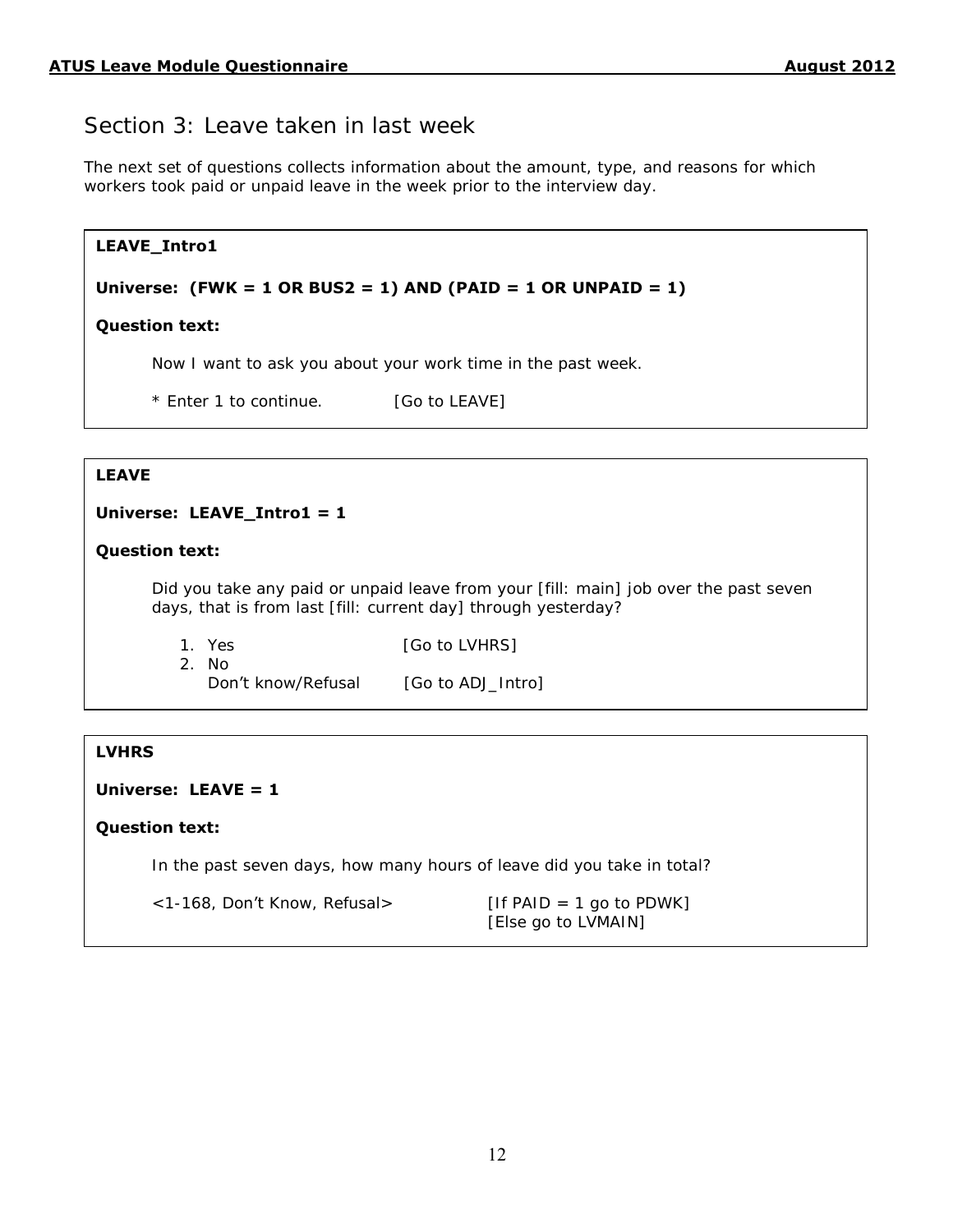## Section 3: Leave taken in last week

The next set of questions collects information about the amount, type, and reasons for which workers took paid or unpaid leave in the week prior to the interview day.

**LEAVE_Intro1**

**Universe: (FWK = 1 OR BUS2 = 1) AND (PAID = 1 OR UNPAID = 1)**

**Question text:**

Now I want to ask you about your work time in the past week.

* Enter 1 to continue. [Go to LEAVE]

---

**LEAVE**

**Universe: LEAVE_Intro1 = 1**

**Question text:**

Did you take any paid or unpaid leave from your [fill: main] job over the past seven days, that is from last [fill: current day] through yesterday?

1. Yes [Go to LVHRS]
2. No
   Don't know/Refusal [Go to ADJ_Intro]

---

**LVHRS**

**Universe: LEAVE = 1**

**Question text:**

In the past seven days, how many hours of leave did you take in total?

<1-168, Don't Know, Refusal> [If PAID = 1 go to PDWK]
[Else go to LVMAIN]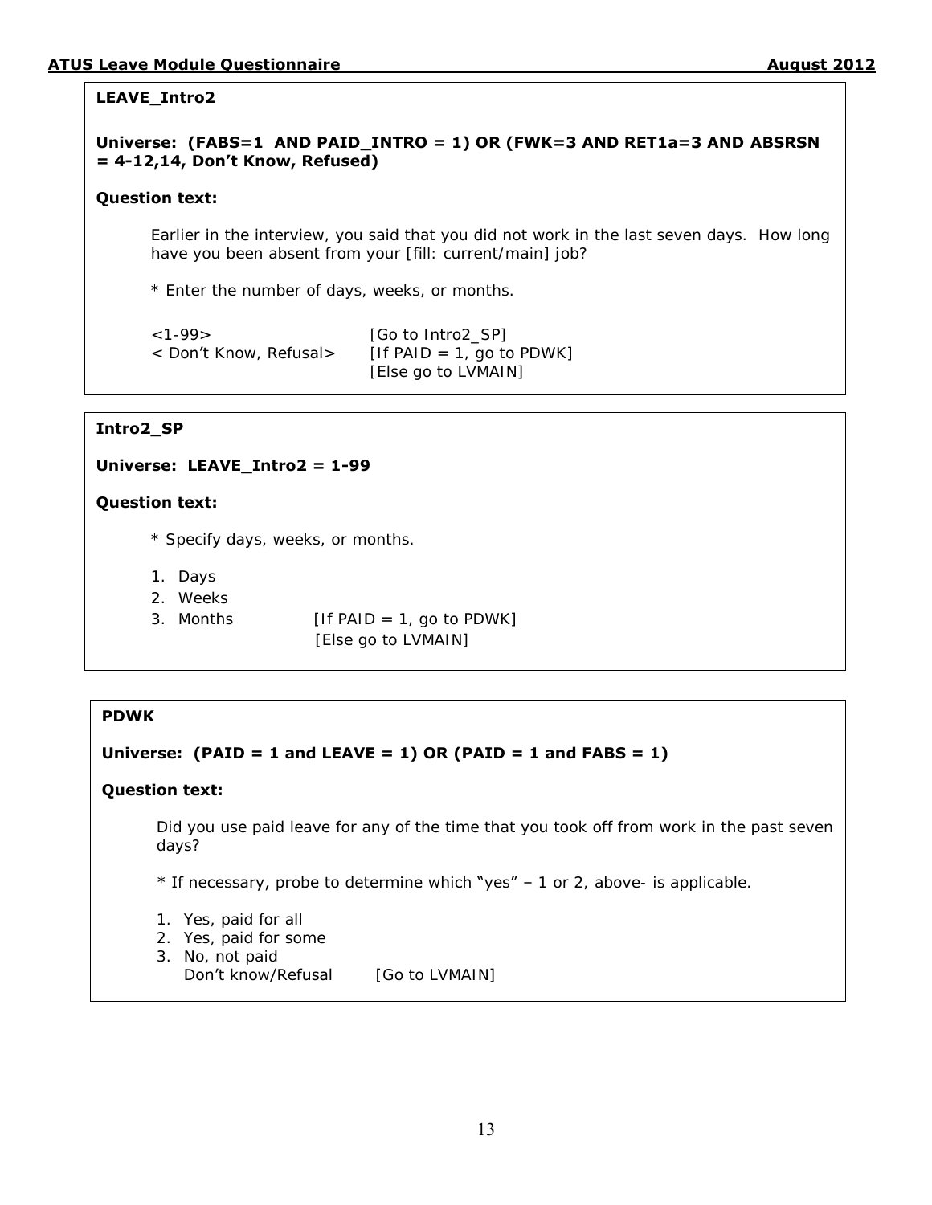**LEAVE_Intro2**

**Universe: (FABS=1 AND PAID_INTRO = 1) OR (FWK=3 AND RET1a=3 AND ABSRSN = 4-12,14, Don't Know, Refused)**

**Question text:**

Earlier in the interview, you said that you did not work in the last seven days. How long have you been absent from your [fill: current/main] job?

* Enter the number of days, weeks, or months.

<1-99> [Go to Intro2_SP]
< Don't Know, Refusal> [If PAID = 1, go to PDWK]
[Else go to LVMAIN]

**Intro2_SP**

**Universe: LEAVE_Intro2 = 1-99**

**Question text:**

* Specify days, weeks, or months.

1. Days
2. Weeks
3. Months [If PAID = 1, go to PDWK]
[Else go to LVMAIN]

**PDWK**

**Universe: (PAID = 1 and LEAVE = 1) OR (PAID = 1 and FABS = 1)**

**Question text:**

Did you use paid leave for any of the time that you took off from work in the past seven days?

* If necessary, probe to determine which "yes" – 1 or 2, above- is applicable.

1. Yes, paid for all
2. Yes, paid for some
3. No, not paid
Don't know/Refusal [Go to LVMAIN]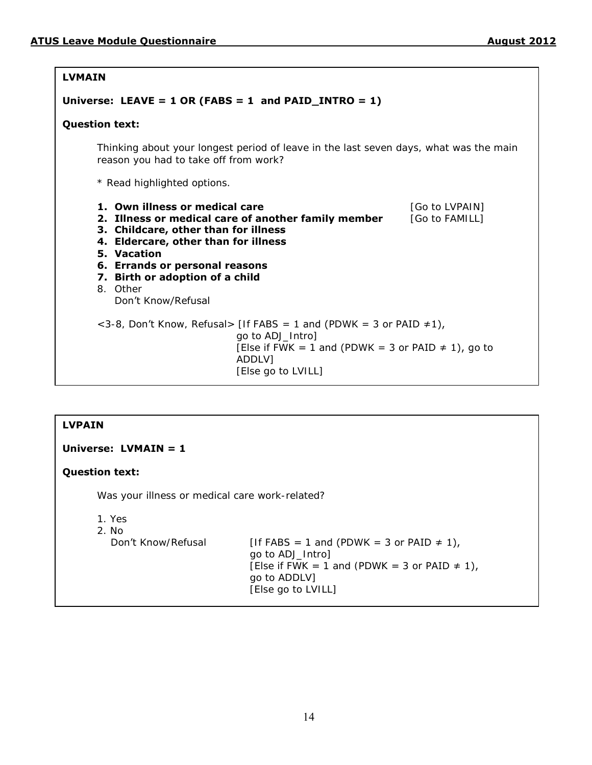**LVMAIN**

**Universe: LEAVE = 1 OR (FABS = 1 and PAID_INTRO = 1)**

**Question text:**

Thinking about your longest period of leave in the last seven days, what was the main reason you had to take off from work?

* Read highlighted options.

1. **Own illness or medical care** [Go to LVPAIN]
2. **Illness or medical care of another family member** [Go to FAMILL]
3. **Childcare, other than for illness**
4. **Eldercare, other than for illness**
5. **Vacation**
6. **Errands or personal reasons**
7. **Birth or adoption of a child**
8. Other

Don't Know/Refusal

<3-8, Don't Know, Refusal> [If FABS = 1 and (PDWK = 3 or PAID ≠1), go to ADJ_Intro]
[Else if FWK = 1 and (PDWK = 3 or PAID ≠ 1), go to ADDLV]
[Else go to LVILL]

**LVPAIN**

**Universe: LVMAIN = 1**

**Question text:**

Was your illness or medical care work-related?

1. Yes
2. No

Don't Know/Refusal [If FABS = 1 and (PDWK = 3 or PAID ≠ 1), go to ADJ_Intro]
[Else if FWK = 1 and (PDWK = 3 or PAID ≠ 1), go to ADDLV]
[Else go to LVILL]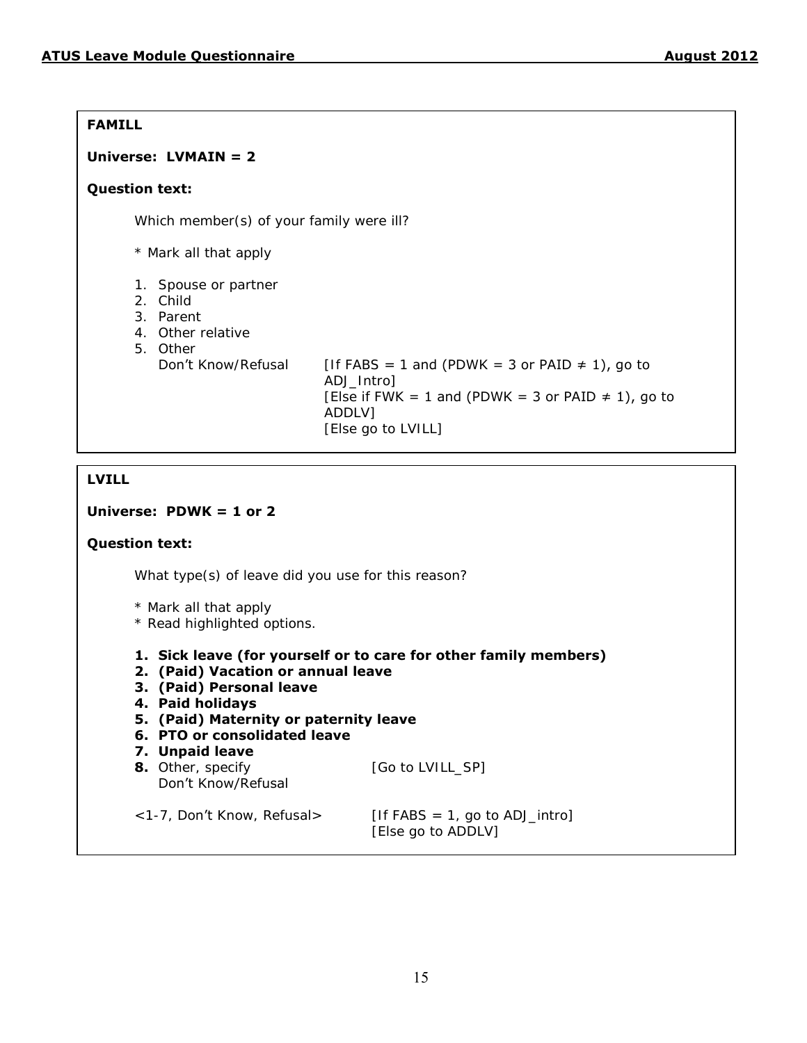**FAMILL**

**Universe: LVMAIN = 2**

**Question text:**

Which member(s) of your family were ill?

* Mark all that apply

1. Spouse or partner
2. Child
3. Parent
4. Other relative
5. Other

Don't Know/Refusal — [If FABS = 1 and (PDWK = 3 or PAID ≠ 1), go to ADJ_Intro] [Else if FWK = 1 and (PDWK = 3 or PAID ≠ 1), go to ADDLV] [Else go to LVILL]

**LVILL**

**Universe: PDWK = 1 or 2**

**Question text:**

What type(s) of leave did you use for this reason?

* Mark all that apply
* Read highlighted options.

1. **Sick leave (for yourself or to care for other family members)**
2. **(Paid) Vacation or annual leave**
3. **(Paid) Personal leave**
4. **Paid holidays**
5. **(Paid) Maternity or paternity leave**
6. **PTO or consolidated leave**
7. **Unpaid leave**
8. Other, specify — [Go to LVILL_SP]

Don't Know/Refusal

<1-7, Don't Know, Refusal> — [If FABS = 1, go to ADJ_intro] [Else go to ADDLV]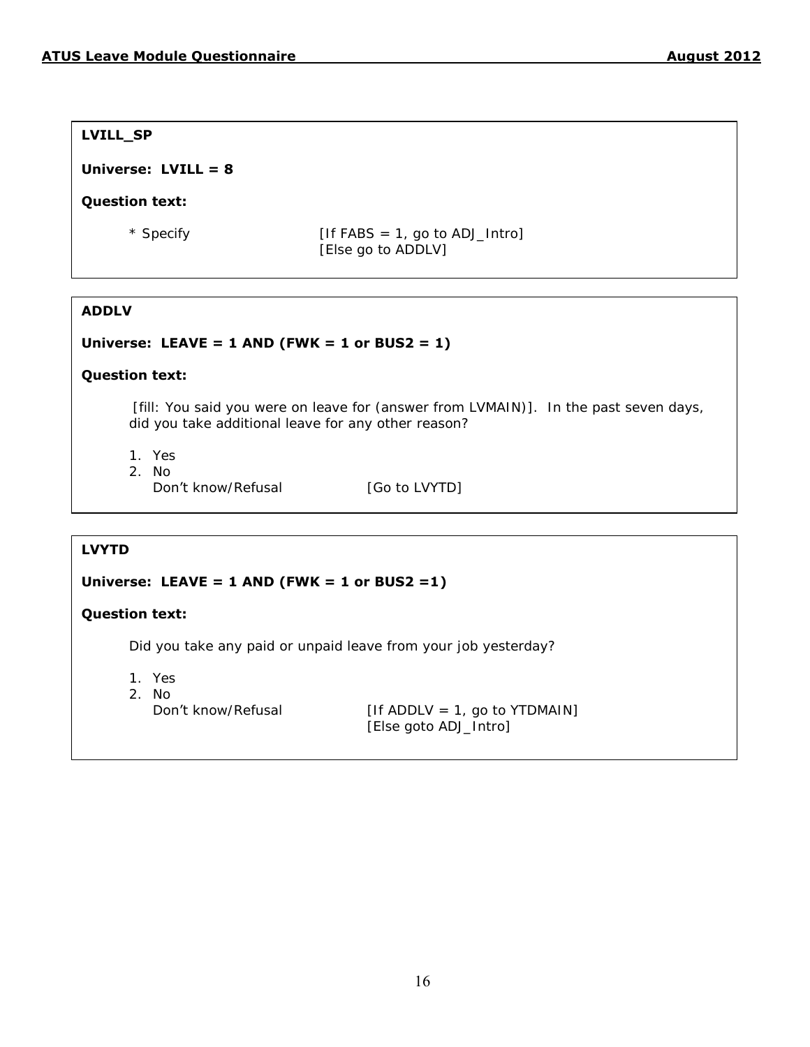**LVILL_SP**

**Universe: LVILL = 8**

**Question text:**

\* Specify [If FABS = 1, go to ADJ_Intro]
[Else go to ADDLV]

---

**ADDLV**

**Universe: LEAVE = 1 AND (FWK = 1 or BUS2 = 1)**

**Question text:**

[fill: You said you were on leave for (answer from LVMAIN)]. In the past seven days, did you take additional leave for any other reason?

1. Yes
2. No

Don't know/Refusal [Go to LVYTD]

---

**LVYTD**

**Universe: LEAVE = 1 AND (FWK = 1 or BUS2 =1)**

**Question text:**

Did you take any paid or unpaid leave from your job yesterday?

1. Yes
2. No

Don't know/Refusal [If ADDLV = 1, go to YTDMAIN]
[Else goto ADJ_Intro]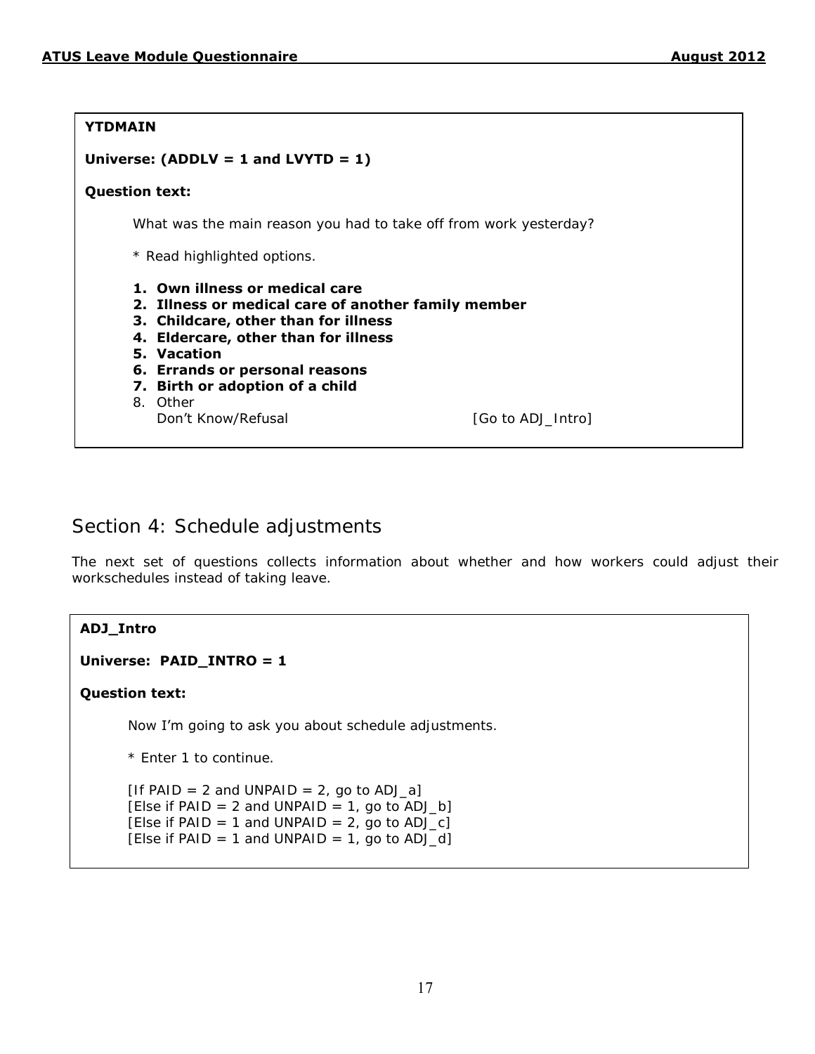**YTDMAIN**

**Universe: (ADDLV = 1 and LVYTD = 1)**

**Question text:**

What was the main reason you had to take off from work yesterday?

* Read highlighted options.

1. **Own illness or medical care**
2. **Illness or medical care of another family member**
3. **Childcare, other than for illness**
4. **Eldercare, other than for illness**
5. **Vacation**
6. **Errands or personal reasons**
7. **Birth or adoption of a child**
8. Other

Don't Know/Refusal [Go to ADJ_Intro]

## Section 4: Schedule adjustments

The next set of questions collects information about whether and how workers could adjust their workschedules instead of taking leave.

**ADJ_Intro**

**Universe: PAID_INTRO = 1**

**Question text:**

Now I'm going to ask you about schedule adjustments.

* Enter 1 to continue.

[If PAID = 2 and UNPAID = 2, go to ADJ_a]
[Else if PAID = 2 and UNPAID = 1, go to ADJ_b]
[Else if PAID = 1 and UNPAID = 2, go to ADJ_c]
[Else if PAID = 1 and UNPAID = 1, go to ADJ_d]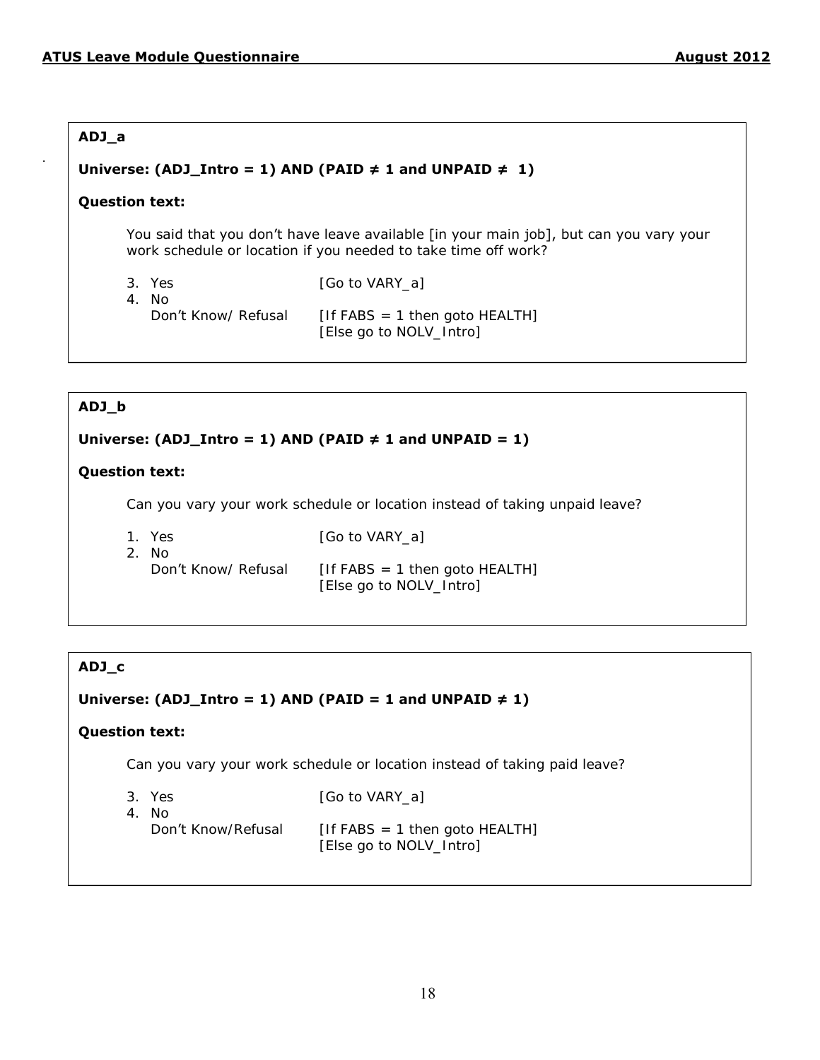**ADJ_a**

**Universe: (ADJ_Intro = 1) AND (PAID ≠ 1 and UNPAID ≠ 1)**

**Question text:**

You said that you don't have leave available [in your main job], but can you vary your work schedule or location if you needed to take time off work?

3. Yes [Go to VARY_a]
4. No

   Don't Know/ Refusal [If FABS = 1 then goto HEALTH]
   [Else go to NOLV_Intro]

**ADJ_b**

**Universe: (ADJ_Intro = 1) AND (PAID ≠ 1 and UNPAID = 1)**

**Question text:**

Can you vary your work schedule or location instead of taking unpaid leave?

1. Yes [Go to VARY_a]
2. No

   Don't Know/ Refusal [If FABS = 1 then goto HEALTH]
   [Else go to NOLV_Intro]

**ADJ_c**

**Universe: (ADJ_Intro = 1) AND (PAID = 1 and UNPAID ≠ 1)**

**Question text:**

Can you vary your work schedule or location instead of taking paid leave?

3. Yes [Go to VARY_a]
4. No

   Don't Know/Refusal [If FABS = 1 then goto HEALTH]
   [Else go to NOLV_Intro]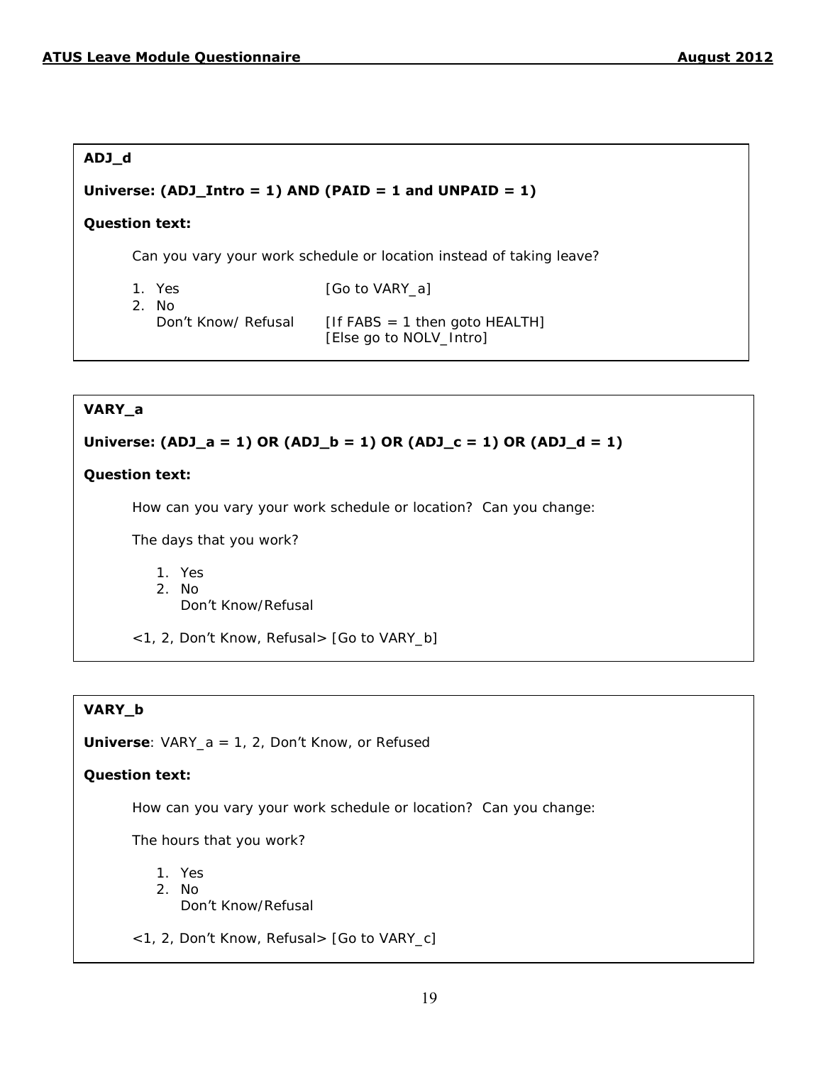**ADJ_d**

**Universe: (ADJ_Intro = 1) AND (PAID = 1 and UNPAID = 1)**

**Question text:**

Can you vary your work schedule or location instead of taking leave?

1. Yes [Go to VARY_a]
2. No

   Don't Know/ Refusal [If FABS = 1 then goto HEALTH] [Else go to NOLV_Intro]

---

**VARY_a**

**Universe: (ADJ_a = 1) OR (ADJ_b = 1) OR (ADJ_c = 1) OR (ADJ_d = 1)**

**Question text:**

How can you vary your work schedule or location? Can you change:

The days that you work?

1. Yes
2. No

   Don't Know/Refusal

<1, 2, Don't Know, Refusal> [Go to VARY_b]

---

**VARY_b**

**Universe**: VARY_a = 1, 2, Don't Know, or Refused

**Question text:**

How can you vary your work schedule or location? Can you change:

The hours that you work?

1. Yes
2. No

   Don't Know/Refusal

<1, 2, Don't Know, Refusal> [Go to VARY_c]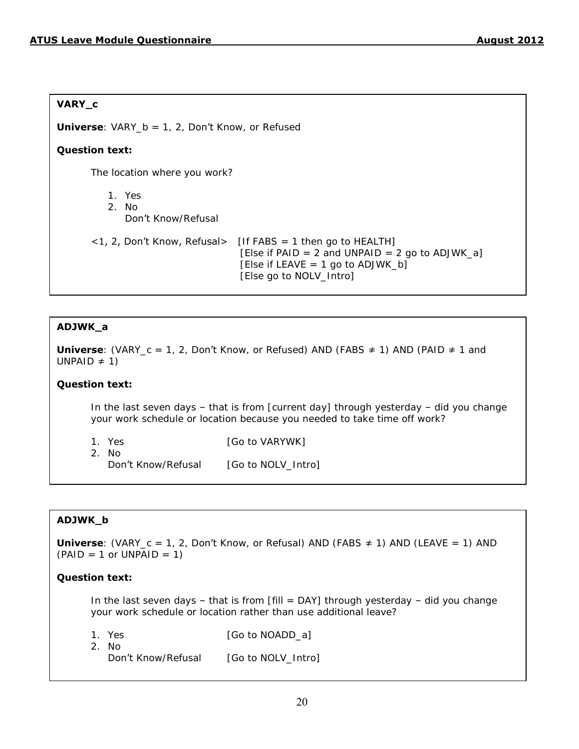**VARY_c**

**Universe**: VARY_b = 1, 2, Don't Know, or Refused

**Question text:**

The location where you work?

1. Yes
2. No

   Don't Know/Refusal

<1, 2, Don't Know, Refusal> [If FABS = 1 then go to HEALTH]
[Else if PAID = 2 and UNPAID = 2 go to ADJWK_a]
[Else if LEAVE = 1 go to ADJWK_b]
[Else go to NOLV_Intro]

**ADJWK_a**

**Universe**: (VARY_c = 1, 2, Don't Know, or Refused) AND (FABS ≠ 1) AND (PAID ≠ 1 and UNPAID ≠ 1)

**Question text:**

In the last seven days – that is from [current day] through yesterday – did you change your work schedule or location because you needed to take time off work?

1. Yes [Go to VARYWK]
2. No

   Don't Know/Refusal [Go to NOLV_Intro]

**ADJWK_b**

**Universe**: (VARY_c = 1, 2, Don't Know, or Refusal) AND (FABS ≠ 1) AND (LEAVE = 1) AND (PAID = 1 or UNPAID = 1)

**Question text:**

In the last seven days – that is from [fill = DAY] through yesterday – did you change your work schedule or location rather than use additional leave?

1. Yes [Go to NOADD_a]
2. No

   Don't Know/Refusal [Go to NOLV_Intro]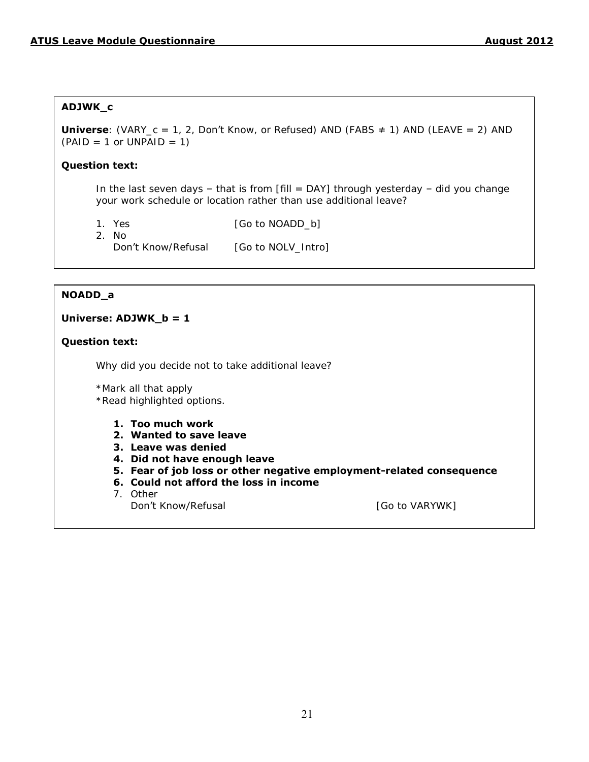**ADJWK_c**

**Universe**: (VARY_c = 1, 2, Don't Know, or Refused) AND (FABS ≠ 1) AND (LEAVE = 2) AND (PAID = 1 or UNPAID = 1)

**Question text:**

In the last seven days – that is from [fill = DAY] through yesterday – did you change your work schedule or location rather than use additional leave?

1. Yes [Go to NOADD_b]
2. No
   Don't Know/Refusal [Go to NOLV_Intro]

**NOADD_a**

**Universe: ADJWK_b = 1**

**Question text:**

Why did you decide not to take additional leave?

*Mark all that apply
*Read highlighted options.

1. **Too much work**
2. **Wanted to save leave**
3. **Leave was denied**
4. **Did not have enough leave**
5. **Fear of job loss or other negative employment-related consequence**
6. **Could not afford the loss in income**
7. Other
   Don't Know/Refusal [Go to VARYWK]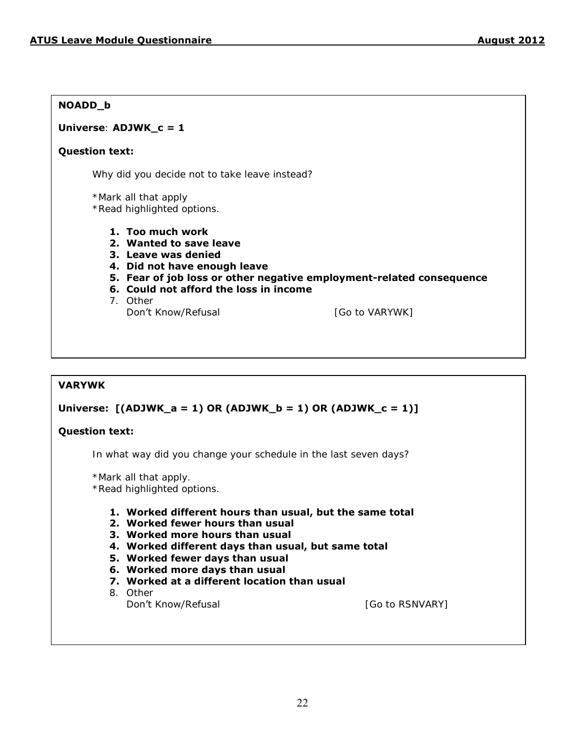**NOADD_b**

**Universe**: **ADJWK_c = 1**

**Question text:**

Why did you decide not to take leave instead?

*Mark all that apply
*Read highlighted options.

1. **Too much work**
2. **Wanted to save leave**
3. **Leave was denied**
4. **Did not have enough leave**
5. **Fear of job loss or other negative employment-related consequence**
6. **Could not afford the loss in income**
7. Other

Don't Know/Refusal [Go to VARYWK]

**VARYWK**

**Universe: [(ADJWK_a = 1) OR (ADJWK_b = 1) OR (ADJWK_c = 1)]**

**Question text:**

In what way did you change your schedule in the last seven days?

*Mark all that apply.
*Read highlighted options.

1. **Worked different hours than usual, but the same total**
2. **Worked fewer hours than usual**
3. **Worked more hours than usual**
4. **Worked different days than usual, but same total**
5. **Worked fewer days than usual**
6. **Worked more days than usual**
7. **Worked at a different location than usual**
8. Other

Don't Know/Refusal [Go to RSNVARY]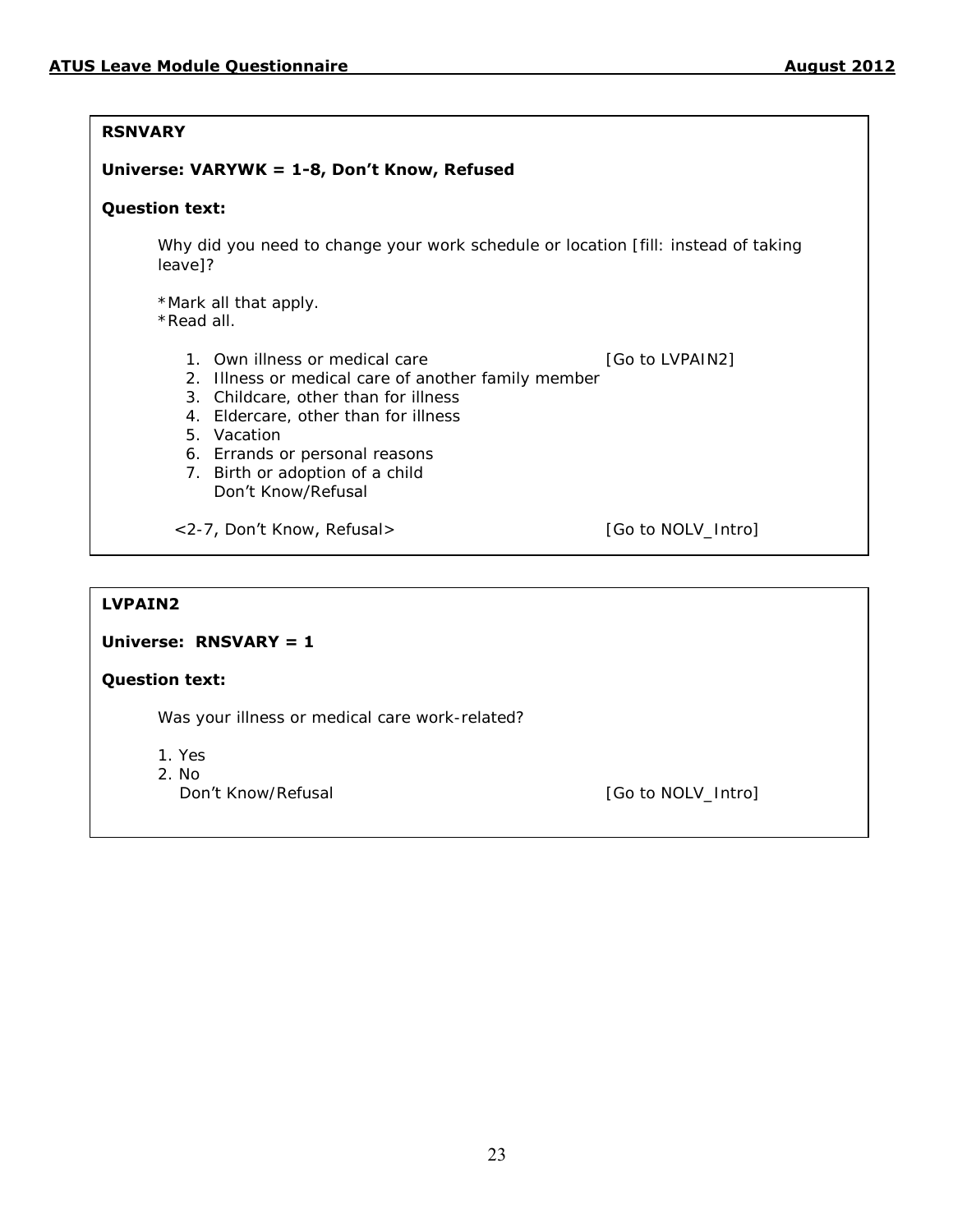**RSNVARY**

**Universe: VARYWK = 1-8, Don't Know, Refused**

**Question text:**

Why did you need to change your work schedule or location [fill: instead of taking leave]?

*Mark all that apply.
*Read all.

1. Own illness or medical care [Go to LVPAIN2]
2. Illness or medical care of another family member
3. Childcare, other than for illness
4. Eldercare, other than for illness
5. Vacation
6. Errands or personal reasons
7. Birth or adoption of a child

   Don't Know/Refusal

<2-7, Don't Know, Refusal> [Go to NOLV_Intro]

**LVPAIN2**

**Universe: RNSVARY = 1**

**Question text:**

Was your illness or medical care work-related?

1. Yes
2. No

   Don't Know/Refusal [Go to NOLV_Intro]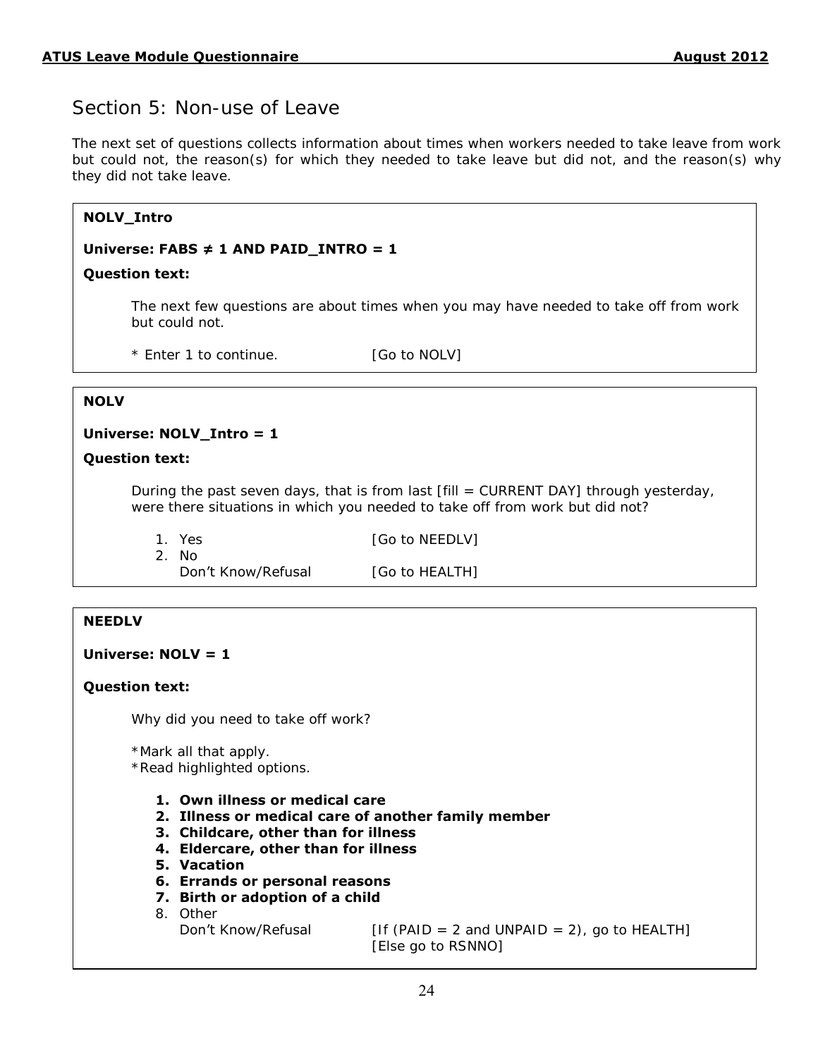## Section 5: Non-use of Leave

The next set of questions collects information about times when workers needed to take leave from work but could not, the reason(s) for which they needed to take leave but did not, and the reason(s) why they did not take leave.

**NOLV_Intro**

**Universe: FABS ≠ 1 AND PAID_INTRO = 1**

**Question text:**

The next few questions are about times when you may have needed to take off from work but could not.

* Enter 1 to continue. [Go to NOLV]

---

**NOLV**

**Universe: NOLV_Intro = 1**

**Question text:**

During the past seven days, that is from last [fill = CURRENT DAY] through yesterday, were there situations in which you needed to take off from work but did not?

1. Yes [Go to NEEDLV]
2. No

Don't Know/Refusal [Go to HEALTH]

---

**NEEDLV**

**Universe: NOLV = 1**

**Question text:**

Why did you need to take off work?

*Mark all that apply.
*Read highlighted options.

1. **Own illness or medical care**
2. **Illness or medical care of another family member**
3. **Childcare, other than for illness**
4. **Eldercare, other than for illness**
5. **Vacation**
6. **Errands or personal reasons**
7. **Birth or adoption of a child**
8. Other

Don't Know/Refusal [If (PAID = 2 and UNPAID = 2), go to HEALTH] [Else go to RSNNO]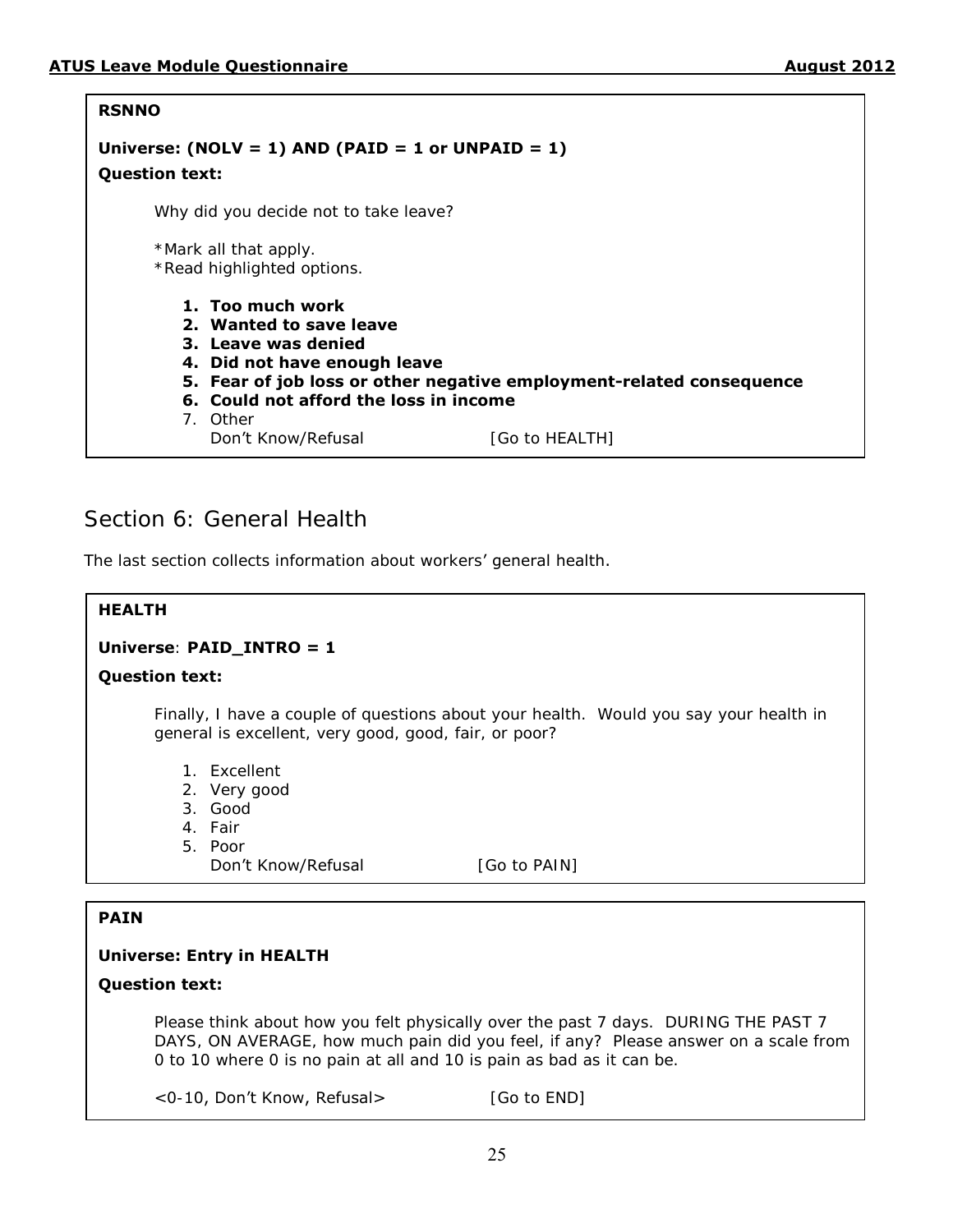**RSNNO**

**Universe: (NOLV = 1) AND (PAID = 1 or UNPAID = 1)**

**Question text:**

Why did you decide not to take leave?

*Mark all that apply.
*Read highlighted options.

1. **Too much work**
2. **Wanted to save leave**
3. **Leave was denied**
4. **Did not have enough leave**
5. **Fear of job loss or other negative employment-related consequence**
6. **Could not afford the loss in income**
7. Other

Don't Know/Refusal [Go to HEALTH]

## Section 6: General Health

The last section collects information about workers' general health.

**HEALTH**

**Universe**: **PAID_INTRO = 1**

**Question text:**

Finally, I have a couple of questions about your health. Would you say your health in general is excellent, very good, good, fair, or poor?

1. Excellent
2. Very good
3. Good
4. Fair
5. Poor

Don't Know/Refusal [Go to PAIN]

**PAIN**

**Universe: Entry in HEALTH**

**Question text:**

Please think about how you felt physically over the past 7 days. DURING THE PAST 7 DAYS, ON AVERAGE, how much pain did you feel, if any? Please answer on a scale from 0 to 10 where 0 is no pain at all and 10 is pain as bad as it can be.

<0-10, Don't Know, Refusal> [Go to END]